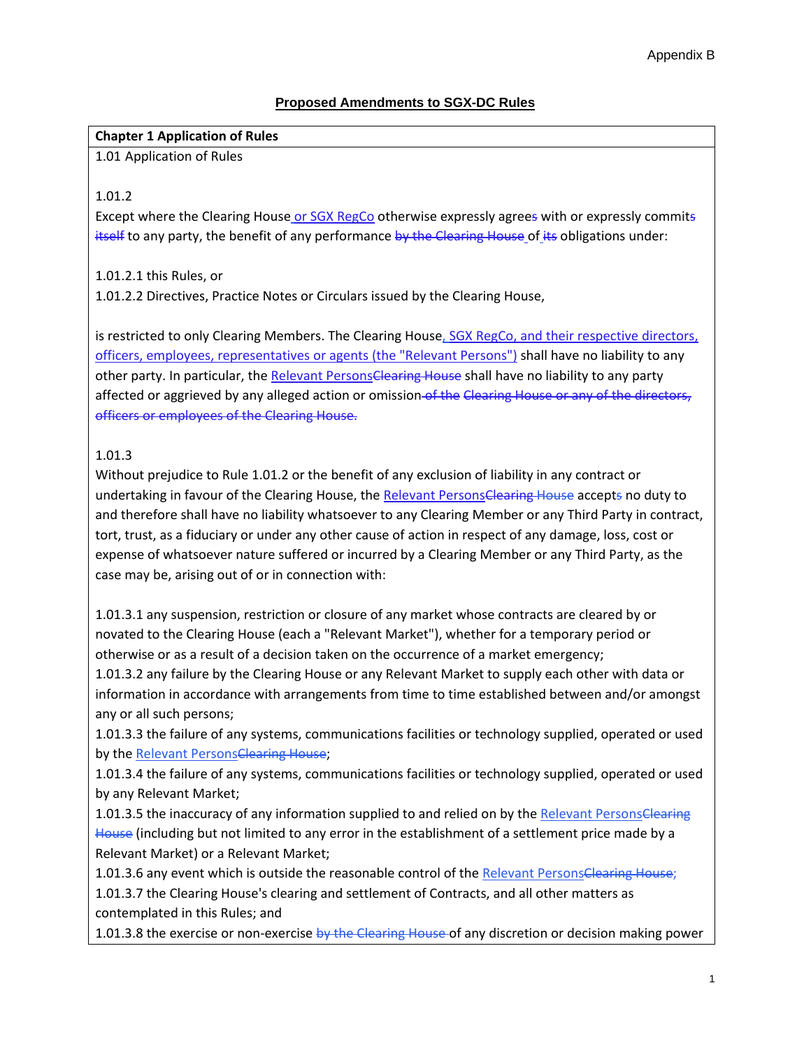Appendix B

# Proposed Amendments to SGX-DC Rules

**Chapter 1 Application of Rules**

1.01 Application of Rules

1.01.2

Except where the Clearing House <ins>or SGX RegCo</ins> otherwise expressly agree~~s~~ with or expressly commit~~s~~ ~~itself~~ to any party, the benefit of any performance ~~by the Clearing House~~ of ~~its~~ obligations under:

1.01.2.1 this Rules, or

1.01.2.2 Directives, Practice Notes or Circulars issued by the Clearing House,

is restricted to only Clearing Members. The Clearing House<ins>, SGX RegCo, and their respective directors, officers, employees, representatives or agents (the "Relevant Persons")</ins> shall have no liability to any other party. In particular, the <ins>Relevant Persons</ins>~~Clearing House~~ shall have no liability to any party affected or aggrieved by any alleged action or omission~~ of the Clearing House or any of the directors, officers or employees of the Clearing House.~~

1.01.3

Without prejudice to Rule 1.01.2 or the benefit of any exclusion of liability in any contract or undertaking in favour of the Clearing House, the <ins>Relevant Persons</ins>~~Clearing House~~ accept~~s~~ no duty to and therefore shall have no liability whatsoever to any Clearing Member or any Third Party in contract, tort, trust, as a fiduciary or under any other cause of action in respect of any damage, loss, cost or expense of whatsoever nature suffered or incurred by a Clearing Member or any Third Party, as the case may be, arising out of or in connection with:

1.01.3.1 any suspension, restriction or closure of any market whose contracts are cleared by or novated to the Clearing House (each a "Relevant Market"), whether for a temporary period or otherwise or as a result of a decision taken on the occurrence of a market emergency;

1.01.3.2 any failure by the Clearing House or any Relevant Market to supply each other with data or information in accordance with arrangements from time to time established between and/or amongst any or all such persons;

1.01.3.3 the failure of any systems, communications facilities or technology supplied, operated or used by the <ins>Relevant Persons</ins>~~Clearing House~~;

1.01.3.4 the failure of any systems, communications facilities or technology supplied, operated or used by any Relevant Market;

1.01.3.5 the inaccuracy of any information supplied to and relied on by the <ins>Relevant Persons</ins>~~Clearing House~~ (including but not limited to any error in the establishment of a settlement price made by a Relevant Market) or a Relevant Market;

1.01.3.6 any event which is outside the reasonable control of the <ins>Relevant Persons</ins>~~Clearing House~~;

1.01.3.7 the Clearing House's clearing and settlement of Contracts, and all other matters as contemplated in this Rules; and

1.01.3.8 the exercise or non-exercise ~~by the Clearing House~~ of any discretion or decision making power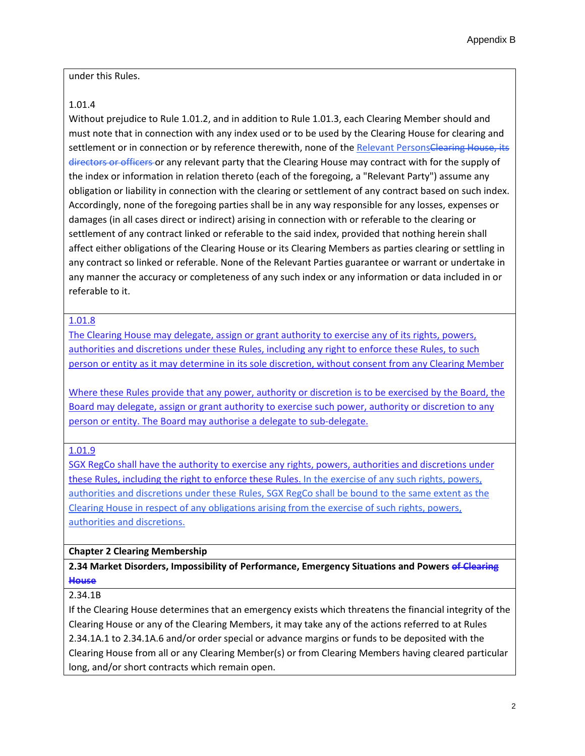under this Rules.

1.01.4

Without prejudice to Rule 1.01.2, and in addition to Rule 1.01.3, each Clearing Member should and must note that in connection with any index used or to be used by the Clearing House for clearing and settlement or in connection or by reference therewith, none of the <ins>Relevant Persons</ins><del>Clearing House, its directors or officers</del> or any relevant party that the Clearing House may contract with for the supply of the index or information in relation thereto (each of the foregoing, a "Relevant Party") assume any obligation or liability in connection with the clearing or settlement of any contract based on such index. Accordingly, none of the foregoing parties shall be in any way responsible for any losses, expenses or damages (in all cases direct or indirect) arising in connection with or referable to the clearing or settlement of any contract linked or referable to the said index, provided that nothing herein shall affect either obligations of the Clearing House or its Clearing Members as parties clearing or settling in any contract so linked or referable. None of the Relevant Parties guarantee or warrant or undertake in any manner the accuracy or completeness of any such index or any information or data included in or referable to it.

<ins>1.01.8</ins>

<ins>The Clearing House may delegate, assign or grant authority to exercise any of its rights, powers, authorities and discretions under these Rules, including any right to enforce these Rules, to such person or entity as it may determine in its sole discretion, without consent from any Clearing Member</ins>

<ins>Where these Rules provide that any power, authority or discretion is to be exercised by the Board, the Board may delegate, assign or grant authority to exercise such power, authority or discretion to any person or entity. The Board may authorise a delegate to sub-delegate.</ins>

<ins>1.01.9</ins>

<ins>SGX RegCo shall have the authority to exercise any rights, powers, authorities and discretions under these Rules, including the right to enforce these Rules. In the exercise of any such rights, powers, authorities and discretions under these Rules, SGX RegCo shall be bound to the same extent as the Clearing House in respect of any obligations arising from the exercise of such rights, powers, authorities and discretions.</ins>

**Chapter 2 Clearing Membership**

**2.34 Market Disorders, Impossibility of Performance, Emergency Situations and Powers <del>of Clearing House</del>**

2.34.1B

If the Clearing House determines that an emergency exists which threatens the financial integrity of the Clearing House or any of the Clearing Members, it may take any of the actions referred to at Rules 2.34.1A.1 to 2.34.1A.6 and/or order special or advance margins or funds to be deposited with the Clearing House from all or any Clearing Member(s) or from Clearing Members having cleared particular long, and/or short contracts which remain open.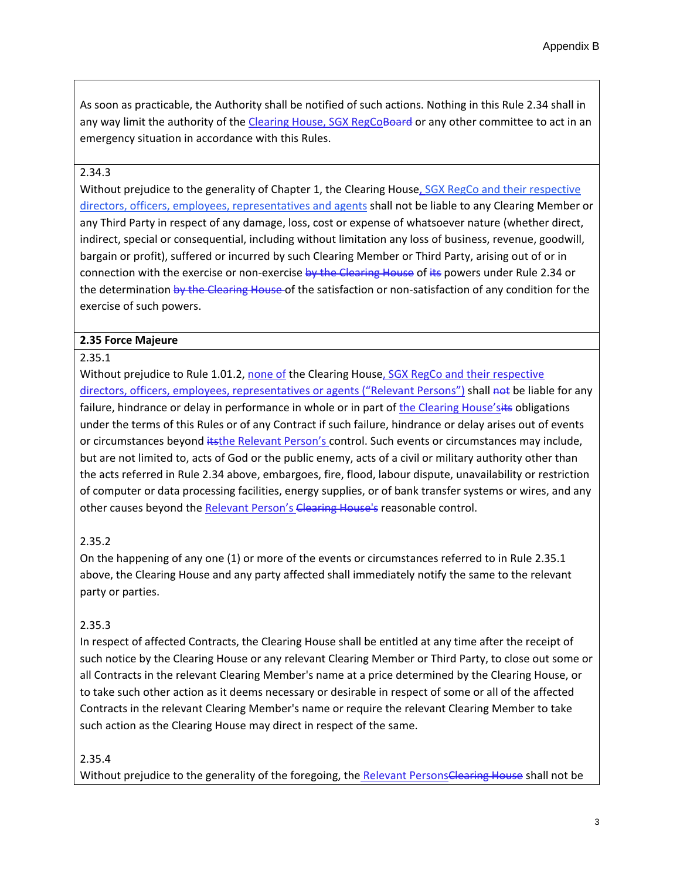As soon as practicable, the Authority shall be notified of such actions. Nothing in this Rule 2.34 shall in any way limit the authority of the Clearing House, SGX RegCoBoard or any other committee to act in an emergency situation in accordance with this Rules.

2.34.3

Without prejudice to the generality of Chapter 1, the Clearing House, SGX RegCo and their respective directors, officers, employees, representatives and agents shall not be liable to any Clearing Member or any Third Party in respect of any damage, loss, cost or expense of whatsoever nature (whether direct, indirect, special or consequential, including without limitation any loss of business, revenue, goodwill, bargain or profit), suffered or incurred by such Clearing Member or Third Party, arising out of or in connection with the exercise or non-exercise by the Clearing House of its powers under Rule 2.34 or the determination by the Clearing House of the satisfaction or non-satisfaction of any condition for the exercise of such powers.

**2.35 Force Majeure**

2.35.1

Without prejudice to Rule 1.01.2, none of the Clearing House, SGX RegCo and their respective directors, officers, employees, representatives or agents ("Relevant Persons") shall not be liable for any failure, hindrance or delay in performance in whole or in part of the Clearing House'sits obligations under the terms of this Rules or of any Contract if such failure, hindrance or delay arises out of events or circumstances beyond itsthe Relevant Person's control. Such events or circumstances may include, but are not limited to, acts of God or the public enemy, acts of a civil or military authority other than the acts referred in Rule 2.34 above, embargoes, fire, flood, labour dispute, unavailability or restriction of computer or data processing facilities, energy supplies, or of bank transfer systems or wires, and any other causes beyond the Relevant Person's Clearing House's reasonable control.

2.35.2

On the happening of any one (1) or more of the events or circumstances referred to in Rule 2.35.1 above, the Clearing House and any party affected shall immediately notify the same to the relevant party or parties.

2.35.3

In respect of affected Contracts, the Clearing House shall be entitled at any time after the receipt of such notice by the Clearing House or any relevant Clearing Member or Third Party, to close out some or all Contracts in the relevant Clearing Member's name at a price determined by the Clearing House, or to take such other action as it deems necessary or desirable in respect of some or all of the affected Contracts in the relevant Clearing Member's name or require the relevant Clearing Member to take such action as the Clearing House may direct in respect of the same.

2.35.4

Without prejudice to the generality of the foregoing, the Relevant PersonsClearing House shall not be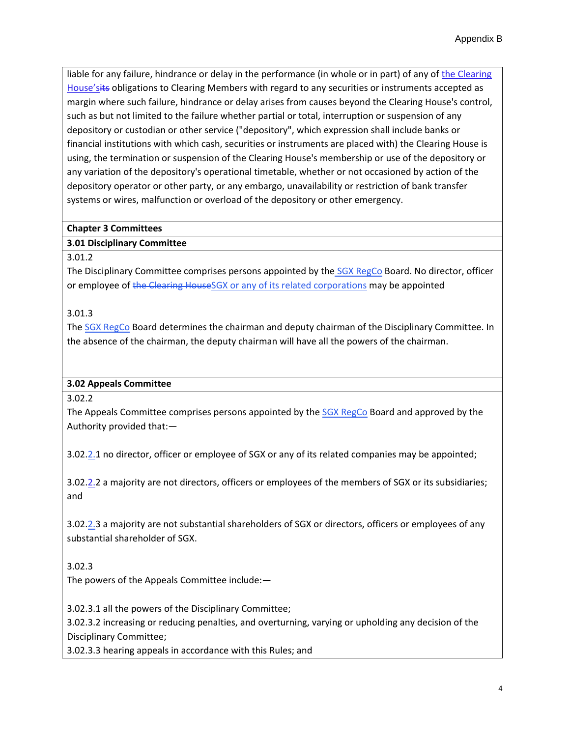liable for any failure, hindrance or delay in the performance (in whole or in part) of any of the Clearing House'sits obligations to Clearing Members with regard to any securities or instruments accepted as margin where such failure, hindrance or delay arises from causes beyond the Clearing House's control, such as but not limited to the failure whether partial or total, interruption or suspension of any depository or custodian or other service ("depository", which expression shall include banks or financial institutions with which cash, securities or instruments are placed with) the Clearing House is using, the termination or suspension of the Clearing House's membership or use of the depository or any variation of the depository's operational timetable, whether or not occasioned by action of the depository operator or other party, or any embargo, unavailability or restriction of bank transfer systems or wires, malfunction or overload of the depository or other emergency.

**Chapter 3 Committees**

**3.01 Disciplinary Committee**

3.01.2

The Disciplinary Committee comprises persons appointed by the SGX RegCo Board. No director, officer or employee of ~~the Clearing House~~SGX or any of its related corporations may be appointed

3.01.3

The SGX RegCo Board determines the chairman and deputy chairman of the Disciplinary Committee. In the absence of the chairman, the deputy chairman will have all the powers of the chairman.

**3.02 Appeals Committee**

3.02.2

The Appeals Committee comprises persons appointed by the SGX RegCo Board and approved by the Authority provided that:—

3.02.2.1 no director, officer or employee of SGX or any of its related companies may be appointed;

3.02.2.2 a majority are not directors, officers or employees of the members of SGX or its subsidiaries; and

3.02.2.3 a majority are not substantial shareholders of SGX or directors, officers or employees of any substantial shareholder of SGX.

3.02.3

The powers of the Appeals Committee include:—

3.02.3.1 all the powers of the Disciplinary Committee;

3.02.3.2 increasing or reducing penalties, and overturning, varying or upholding any decision of the Disciplinary Committee;

3.02.3.3 hearing appeals in accordance with this Rules; and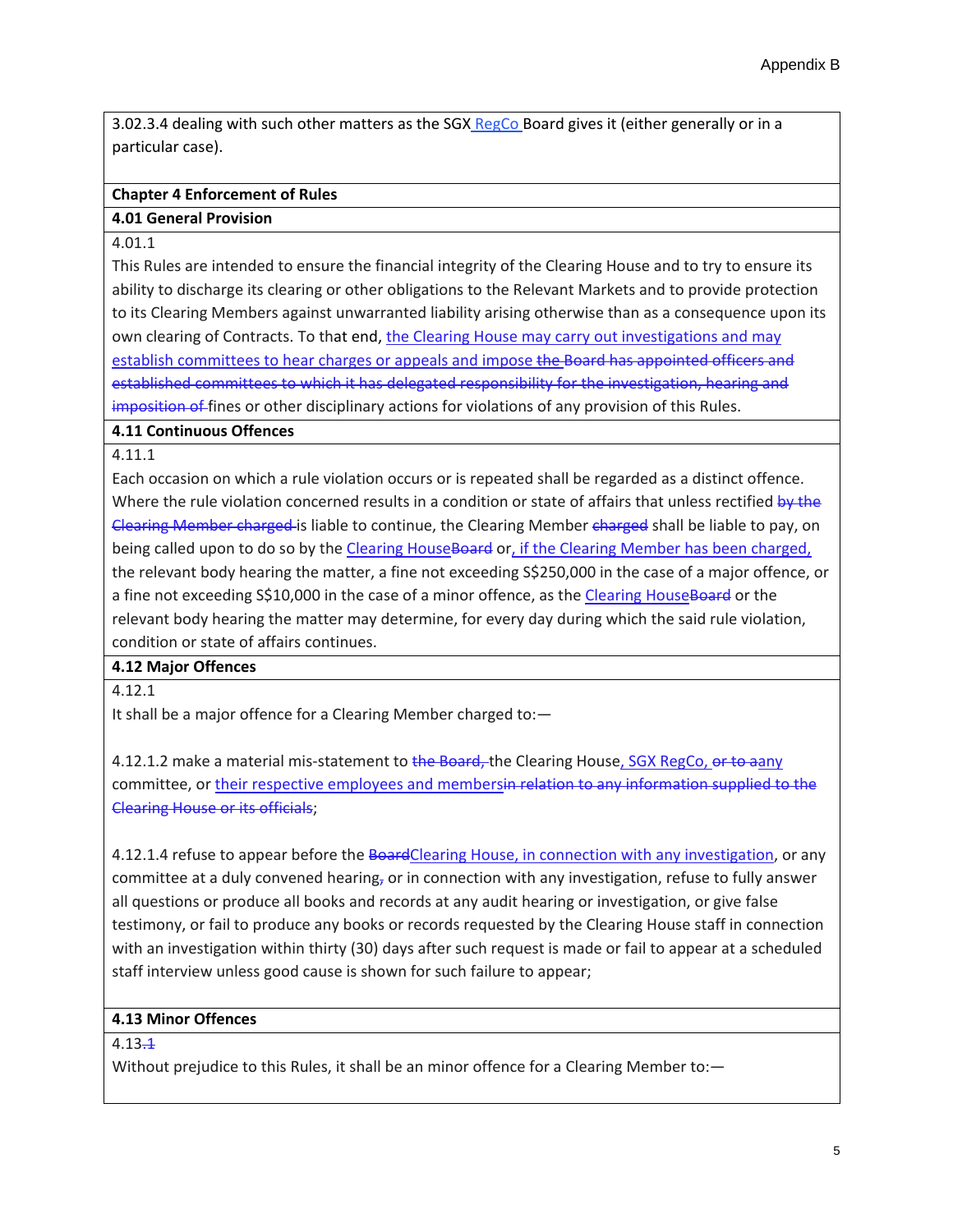3.02.3.4 dealing with such other matters as the SGX RegCo Board gives it (either generally or in a particular case).

**Chapter 4 Enforcement of Rules**

**4.01 General Provision**

4.01.1

This Rules are intended to ensure the financial integrity of the Clearing House and to try to ensure its ability to discharge its clearing or other obligations to the Relevant Markets and to provide protection to its Clearing Members against unwarranted liability arising otherwise than as a consequence upon its own clearing of Contracts. To that end, the Clearing House may carry out investigations and may establish committees to hear charges or appeals and impose ~~the Board has appointed officers and established committees to which it has delegated responsibility for the investigation, hearing and imposition of~~ fines or other disciplinary actions for violations of any provision of this Rules.

**4.11 Continuous Offences**

4.11.1

Each occasion on which a rule violation occurs or is repeated shall be regarded as a distinct offence. Where the rule violation concerned results in a condition or state of affairs that unless rectified ~~by the Clearing Member charged~~ is liable to continue, the Clearing Member ~~charged~~ shall be liable to pay, on being called upon to do so by the Clearing House~~Board~~ or, if the Clearing Member has been charged, the relevant body hearing the matter, a fine not exceeding S$250,000 in the case of a major offence, or a fine not exceeding S$10,000 in the case of a minor offence, as the Clearing House~~Board~~ or the relevant body hearing the matter may determine, for every day during which the said rule violation, condition or state of affairs continues.

**4.12 Major Offences**

4.12.1

It shall be a major offence for a Clearing Member charged to:—

4.12.1.2 make a material mis-statement to ~~the Board,~~ the Clearing House, SGX RegCo, ~~or to~~ aany committee, or their respective employees and members~~in relation to any information supplied to the Clearing House or its officials~~;

4.12.1.4 refuse to appear before the ~~Board~~Clearing House, in connection with any investigation, or any committee at a duly convened hearing~~,~~ or in connection with any investigation, refuse to fully answer all questions or produce all books and records at any audit hearing or investigation, or give false testimony, or fail to produce any books or records requested by the Clearing House staff in connection with an investigation within thirty (30) days after such request is made or fail to appear at a scheduled staff interview unless good cause is shown for such failure to appear;

**4.13 Minor Offences**

4.13~~.1~~

Without prejudice to this Rules, it shall be an minor offence for a Clearing Member to:—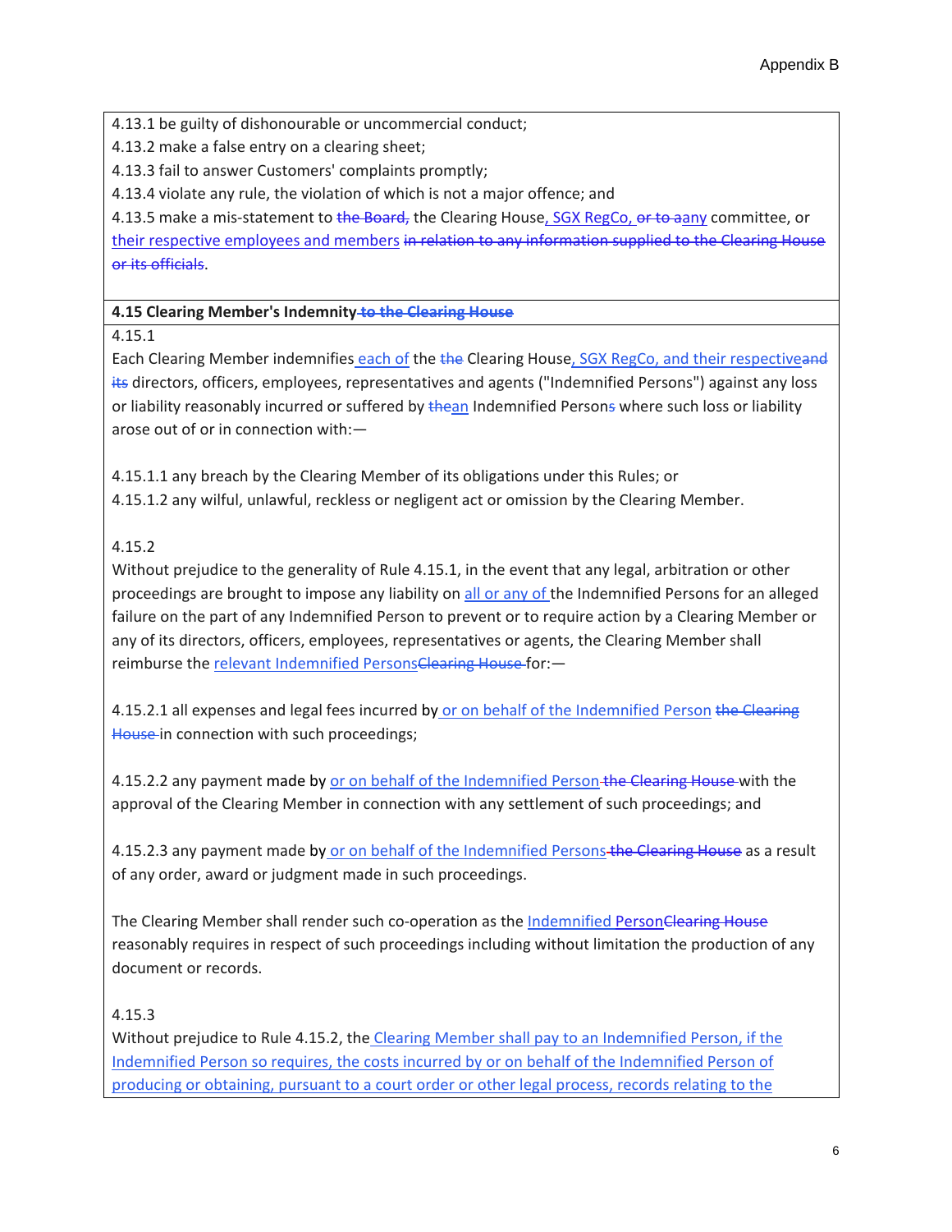4.13.1 be guilty of dishonourable or uncommercial conduct;
4.13.2 make a false entry on a clearing sheet;
4.13.3 fail to answer Customers' complaints promptly;
4.13.4 violate any rule, the violation of which is not a major offence; and
4.13.5 make a mis-statement to ~~the Board,~~ the Clearing House, SGX RegCo, ~~or to a~~any committee, or their respective employees and members ~~in relation to any information supplied to the Clearing House or its officials~~.

**4.15 Clearing Member's Indemnity ~~to the Clearing House~~**

4.15.1

Each Clearing Member indemnifies each of the ~~the~~ Clearing House, SGX RegCo, and their respective~~and its~~ directors, officers, employees, representatives and agents ("Indemnified Persons") against any loss or liability reasonably incurred or suffered by ~~the~~an Indemnified Person~~s~~ where such loss or liability arose out of or in connection with:—

4.15.1.1 any breach by the Clearing Member of its obligations under this Rules; or
4.15.1.2 any wilful, unlawful, reckless or negligent act or omission by the Clearing Member.

4.15.2

Without prejudice to the generality of Rule 4.15.1, in the event that any legal, arbitration or other proceedings are brought to impose any liability on all or any of the Indemnified Persons for an alleged failure on the part of any Indemnified Person to prevent or to require action by a Clearing Member or any of its directors, officers, employees, representatives or agents, the Clearing Member shall reimburse the relevant Indemnified Persons~~Clearing House~~ for:—

4.15.2.1 all expenses and legal fees incurred by or on behalf of the Indemnified Person ~~the Clearing House~~ in connection with such proceedings;

4.15.2.2 any payment made by or on behalf of the Indemnified Person ~~the Clearing House~~ with the approval of the Clearing Member in connection with any settlement of such proceedings; and

4.15.2.3 any payment made by or on behalf of the Indemnified Persons ~~the Clearing House~~ as a result of any order, award or judgment made in such proceedings.

The Clearing Member shall render such co-operation as the Indemnified Person~~Clearing House~~ reasonably requires in respect of such proceedings including without limitation the production of any document or records.

4.15.3

Without prejudice to Rule 4.15.2, the Clearing Member shall pay to an Indemnified Person, if the Indemnified Person so requires, the costs incurred by or on behalf of the Indemnified Person of producing or obtaining, pursuant to a court order or other legal process, records relating to the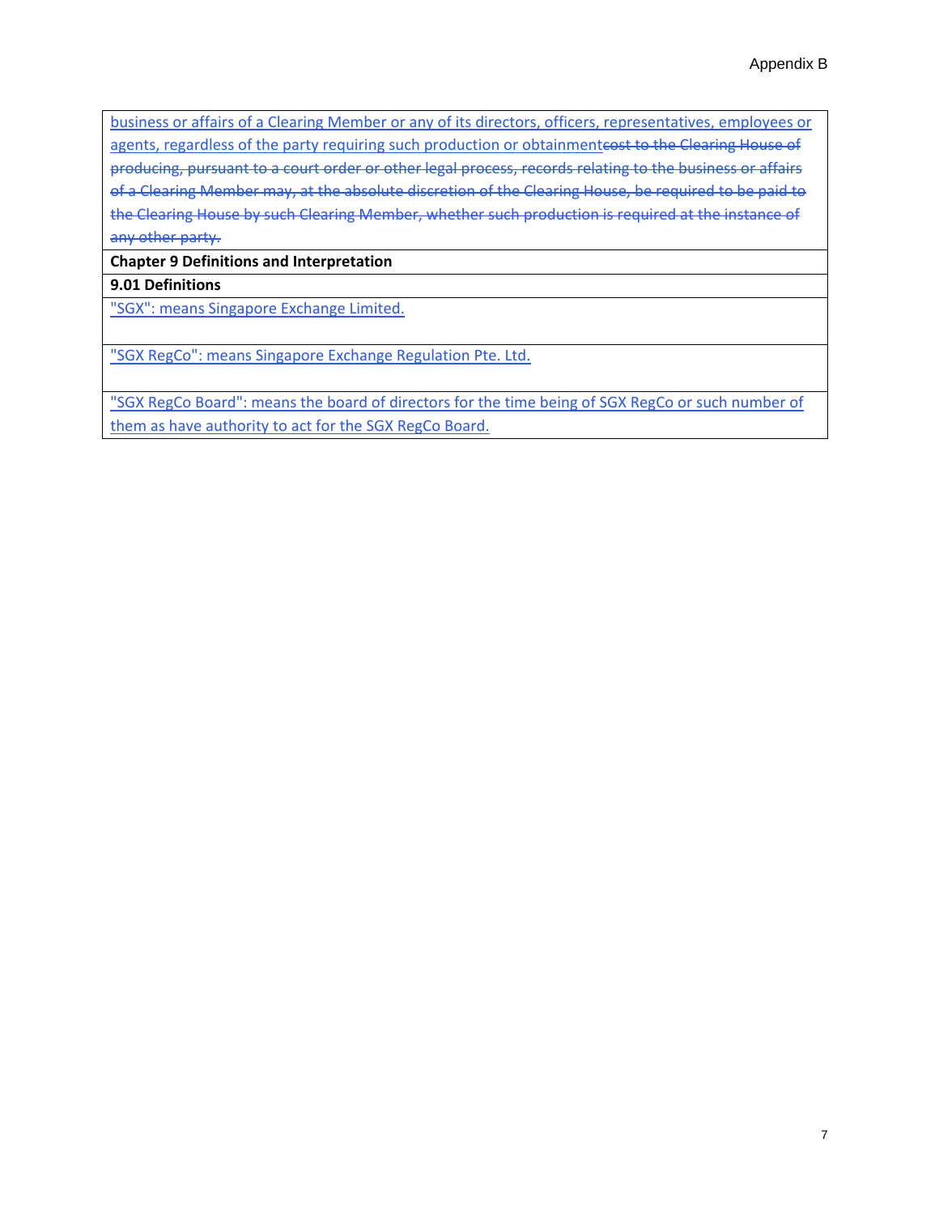| business or affairs of a Clearing Member or any of its directors, officers, representatives, employees or agents, regardless of the party requiring such production or obtainment~~cost to the Clearing House of producing, pursuant to a court order or other legal process, records relating to the business or affairs of a Clearing Member may, at the absolute discretion of the Clearing House, be required to be paid to the Clearing House by such Clearing Member, whether such production is required at the instance of any other party.~~ |
|---|
| **Chapter 9 Definitions and Interpretation** |
| **9.01 Definitions** |
| "SGX": means Singapore Exchange Limited. |
| "SGX RegCo": means Singapore Exchange Regulation Pte. Ltd. |
| "SGX RegCo Board": means the board of directors for the time being of SGX RegCo or such number of them as have authority to act for the SGX RegCo Board. |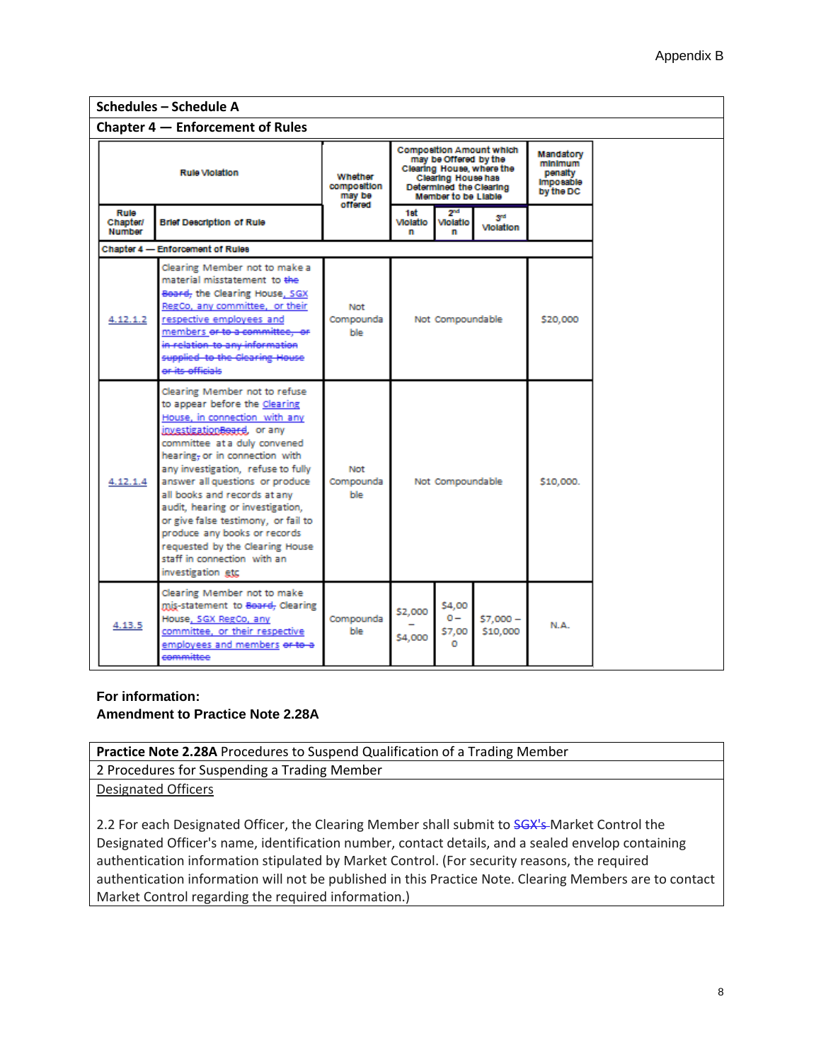Appendix B

| Schedules – Schedule A |
|---|
| Chapter 4 — Enforcement of Rules |

| Rule Violation | | Whether composition may be offered | Composition Amount which may be Offered by the Clearing House, where the Clearing House has Determined the Clearing Member to be Liable | | | Mandatory minimum penalty imposable by the DC |
|---|---|---|---|---|---|---|
| Rule Chapter/ Number | Brief Description of Rule | | 1st Violation | 2nd Violation | 3rd Violation | |
| Chapter 4 — Enforcement of Rules | | | | | | |
| 4.12.1.2 | Clearing Member not to make a material misstatement to ~~the Board,~~ the Clearing House, SGX RegCo, any committee, or their respective employees and members ~~or to a committee, or in relation to any information supplied to the Clearing House or its officials~~ | Not Compoundable | Not Compoundable | | | $20,000 |
| 4.12.1.4 | Clearing Member not to refuse to appear before the Clearing House, in connection with any investigation~~Board~~, or any committee at a duly convened hearing~~,~~ or in connection with any investigation, refuse to fully answer all questions or produce all books and records at any audit, hearing or investigation, or give false testimony, or fail to produce any books or records requested by the Clearing House staff in connection with an investigation ~~etc~~ | Not Compoundable | Not Compoundable | | | $10,000. |
| 4.13.5 | Clearing Member not to make ~~mis~~-statement to ~~Board,~~ Clearing House, SGX RegCo, any committee, or their respective employees and members ~~or to a committee~~ | Compoundable | $2,000 – $4,000 | $4,000 – $7,000 | $7,000 – $10,000 | N.A. |

**For information:**
**Amendment to Practice Note 2.28A**

| **Practice Note 2.28A** Procedures to Suspend Qualification of a Trading Member |
|---|
| 2 Procedures for Suspending a Trading Member |
| Designated Officers<br><br>2.2 For each Designated Officer, the Clearing Member shall submit to ~~SGX's~~ Market Control the Designated Officer's name, identification number, contact details, and a sealed envelop containing authentication information stipulated by Market Control. (For security reasons, the required authentication information will not be published in this Practice Note. Clearing Members are to contact Market Control regarding the required information.) |